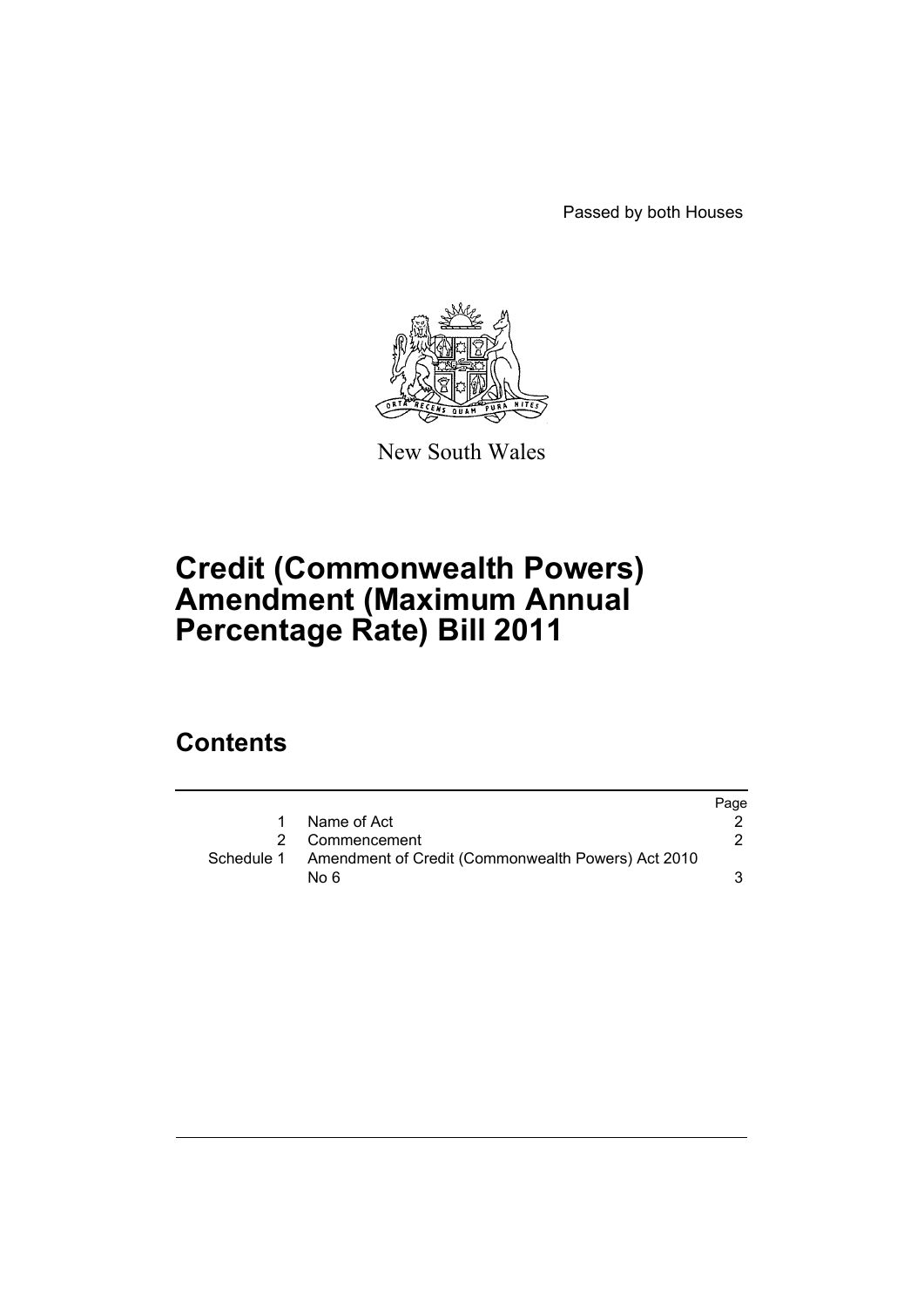Passed by both Houses

New South Wales

# Credit (Commonwealth Powers) Amendment (Maximum Annual Percentage Rate) Bill 2011

## Contents

| | | Page |
|---|---|---|
| 1 | Name of Act | 2 |
| 2 | Commencement | 2 |
| Schedule 1 | Amendment of Credit (Commonwealth Powers) Act 2010 No 6 | 3 |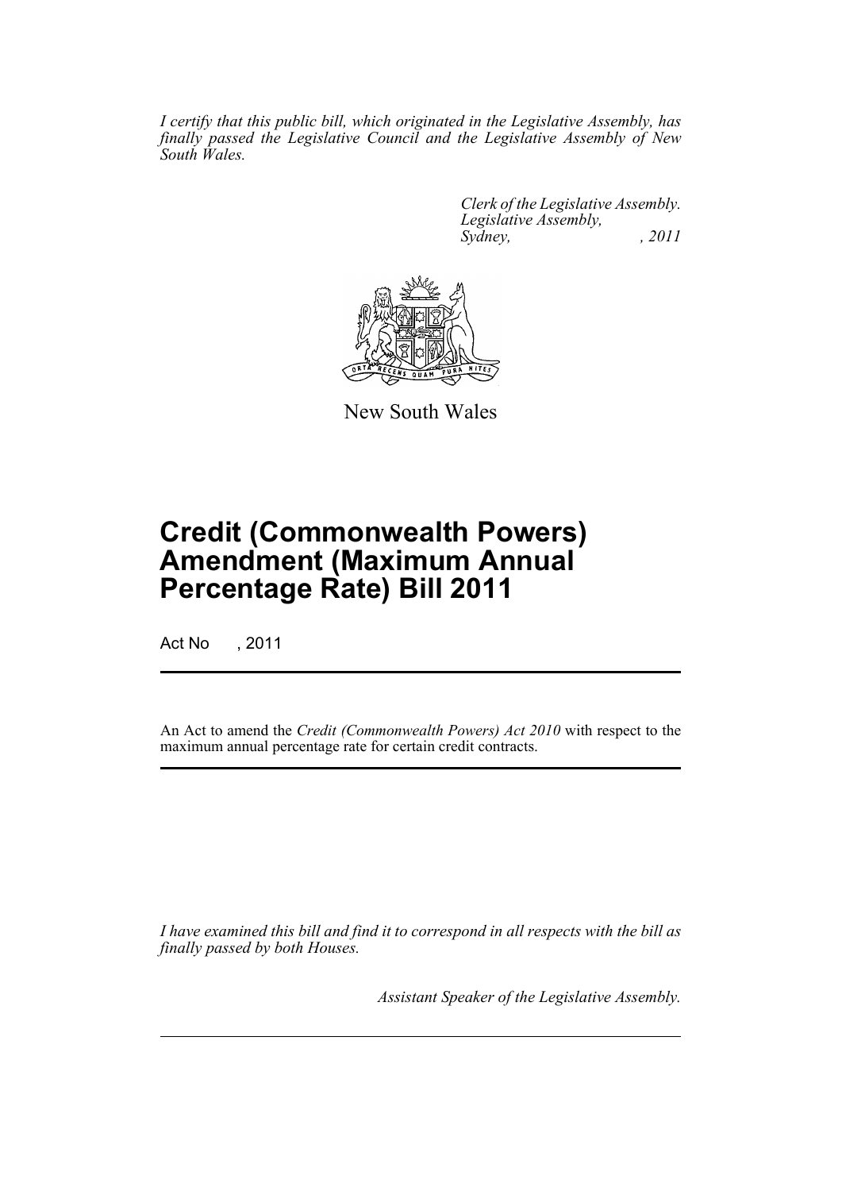*I certify that this public bill, which originated in the Legislative Assembly, has finally passed the Legislative Council and the Legislative Assembly of New South Wales.*

*Clerk of the Legislative Assembly.*
*Legislative Assembly,*
*Sydney, , 2011*

New South Wales

# Credit (Commonwealth Powers) Amendment (Maximum Annual Percentage Rate) Bill 2011

Act No , 2011

An Act to amend the *Credit (Commonwealth Powers) Act 2010* with respect to the maximum annual percentage rate for certain credit contracts.

*I have examined this bill and find it to correspond in all respects with the bill as finally passed by both Houses.*

*Assistant Speaker of the Legislative Assembly.*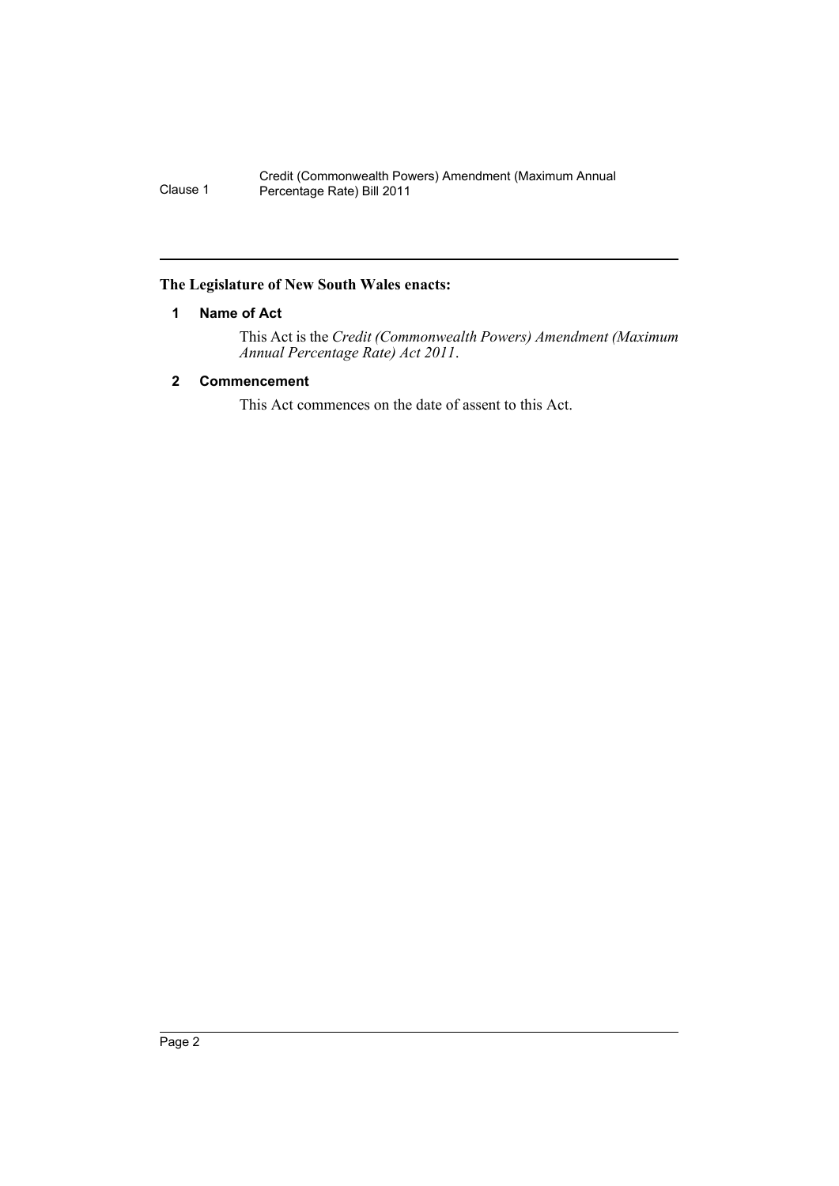**The Legislature of New South Wales enacts:**

### 1 Name of Act

This Act is the *Credit (Commonwealth Powers) Amendment (Maximum Annual Percentage Rate) Act 2011*.

### 2 Commencement

This Act commences on the date of assent to this Act.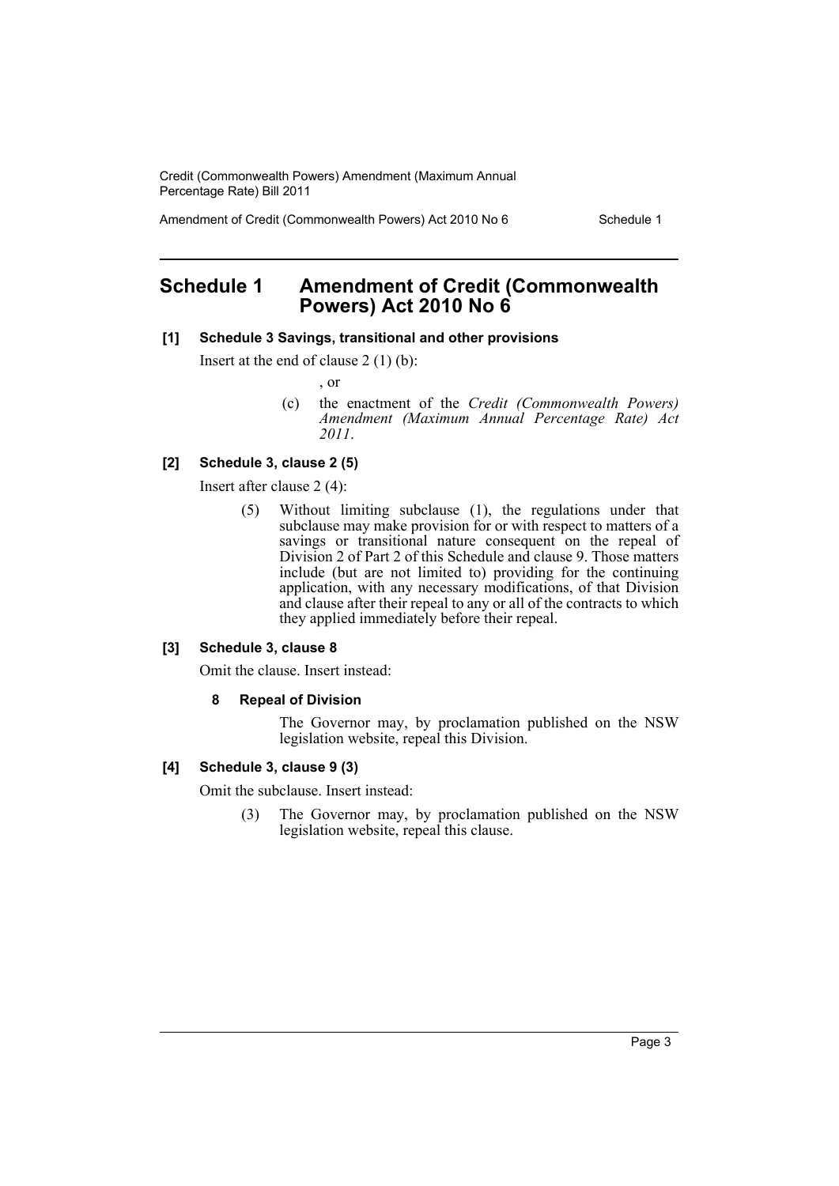# Schedule 1 Amendment of Credit (Commonwealth Powers) Act 2010 No 6

**[1] Schedule 3 Savings, transitional and other provisions**

Insert at the end of clause 2 (1) (b):

, or

(c) the enactment of the *Credit (Commonwealth Powers) Amendment (Maximum Annual Percentage Rate) Act 2011*.

**[2] Schedule 3, clause 2 (5)**

Insert after clause 2 (4):

(5) Without limiting subclause (1), the regulations under that subclause may make provision for or with respect to matters of a savings or transitional nature consequent on the repeal of Division 2 of Part 2 of this Schedule and clause 9. Those matters include (but are not limited to) providing for the continuing application, with any necessary modifications, of that Division and clause after their repeal to any or all of the contracts to which they applied immediately before their repeal.

**[3] Schedule 3, clause 8**

Omit the clause. Insert instead:

**8 Repeal of Division**

The Governor may, by proclamation published on the NSW legislation website, repeal this Division.

**[4] Schedule 3, clause 9 (3)**

Omit the subclause. Insert instead:

(3) The Governor may, by proclamation published on the NSW legislation website, repeal this clause.